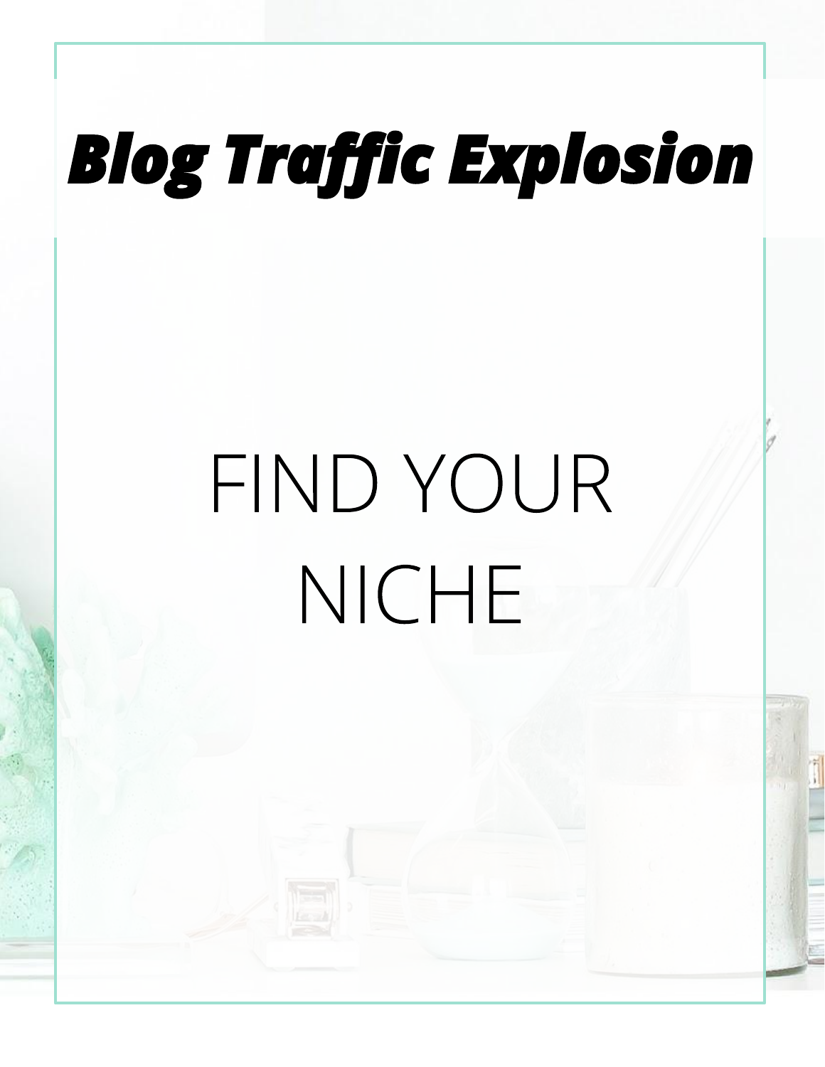# Blog Traffic Explosion

## FIND YOUR NICHE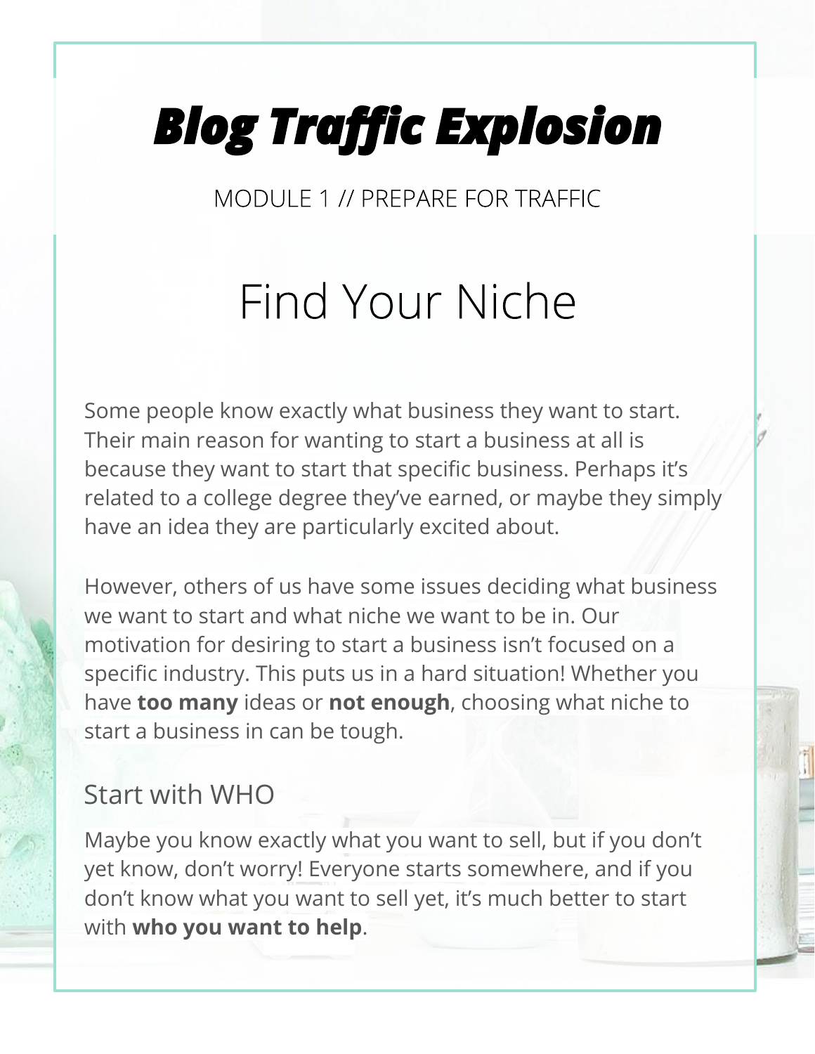# Blog Traffic Explosion

MODULE 1 // PREPARE FOR TRAFFIC

## Find Your Niche

Some people know exactly what business they want to start. Their main reason for wanting to start a business at all is because they want to start that specific business. Perhaps it's related to a college degree they've earned, or maybe they simply have an idea they are particularly excited about.

However, others of us have some issues deciding what business we want to start and what niche we want to be in. Our motivation for desiring to start a business isn't focused on a specific industry. This puts us in a hard situation! Whether you have **too many** ideas or **not enough**, choosing what niche to start a business in can be tough.

### Start with WHO

Maybe you know exactly what you want to sell, but if you don't yet know, don't worry! Everyone starts somewhere, and if you don't know what you want to sell yet, it's much better to start with **who you want to help**.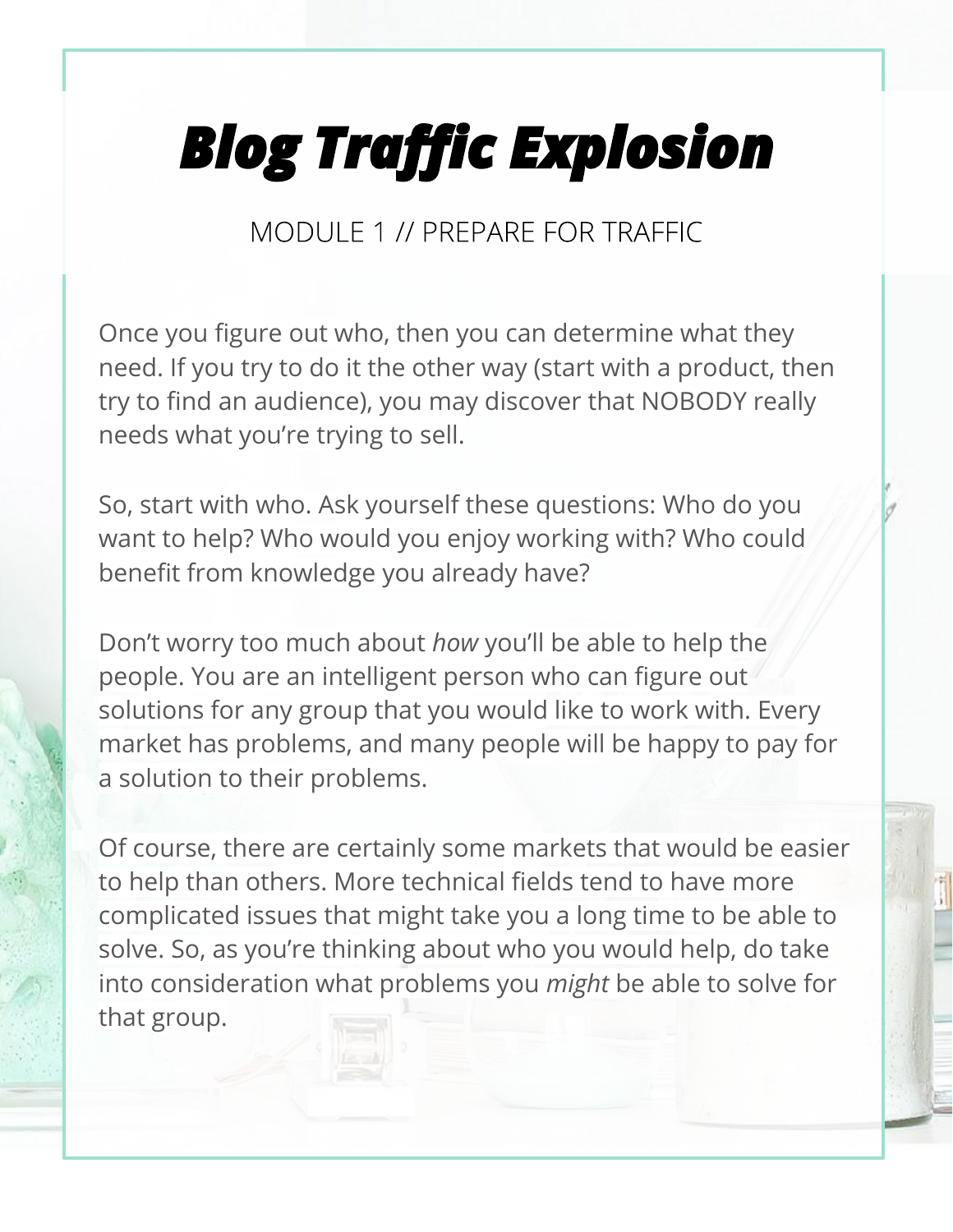Once you figure out who, then you can determine what they need. If you try to do it the other way (start with a product, then try to find an audience), you may discover that NOBODY really needs what you're trying to sell.

So, start with who. Ask yourself these questions: Who do you want to help? Who would you enjoy working with? Who could benefit from knowledge you already have?

Don't worry too much about *how* you'll be able to help the people. You are an intelligent person who can figure out solutions for any group that you would like to work with. Every market has problems, and many people will be happy to pay for a solution to their problems.

Of course, there are certainly some markets that would be easier to help than others. More technical fields tend to have more complicated issues that might take you a long time to be able to solve. So, as you're thinking about who you would help, do take into consideration what problems you *might* be able to solve for that group.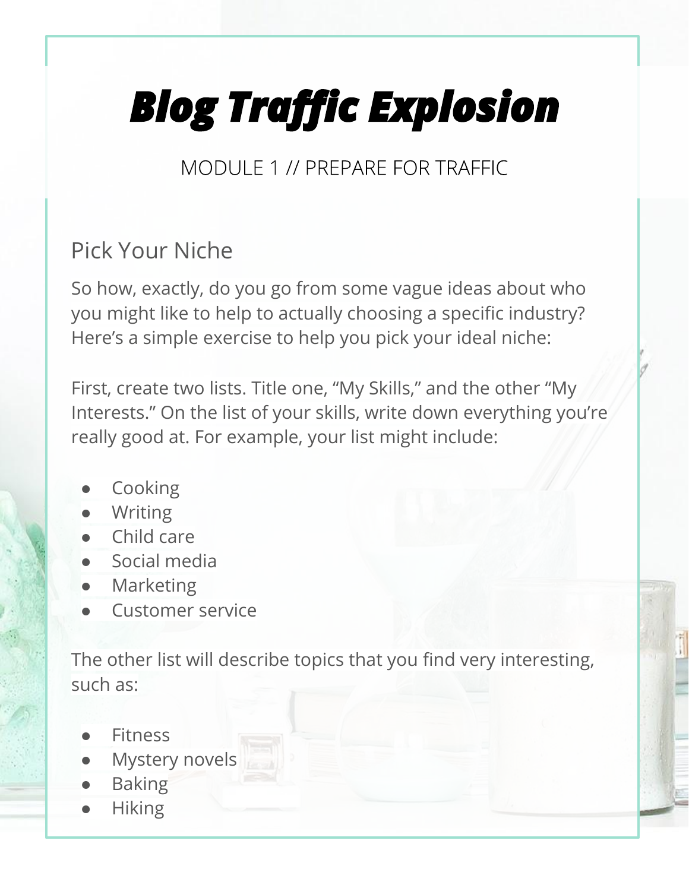# Blog Traffic Explosion

MODULE 1 // PREPARE FOR TRAFFIC

## Pick Your Niche

So how, exactly, do you go from some vague ideas about who you might like to help to actually choosing a specific industry? Here's a simple exercise to help you pick your ideal niche:

First, create two lists. Title one, "My Skills," and the other "My Interests." On the list of your skills, write down everything you're really good at. For example, your list might include:

- Cooking
- Writing
- Child care
- Social media
- Marketing
- Customer service

The other list will describe topics that you find very interesting, such as:

- Fitness
- Mystery novels
- Baking
- Hiking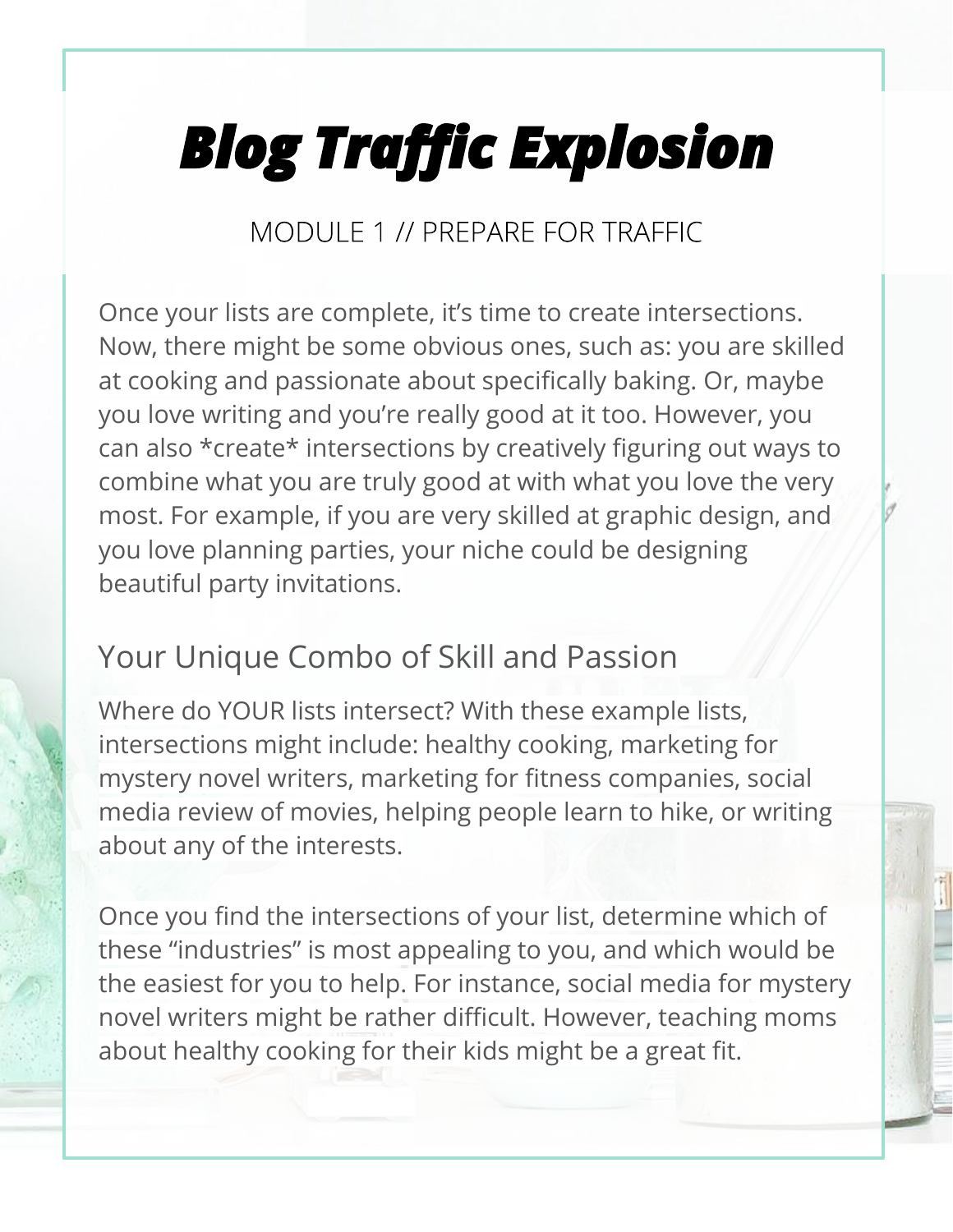# Blog Traffic Explosion

MODULE 1 // PREPARE FOR TRAFFIC

Once your lists are complete, it's time to create intersections. Now, there might be some obvious ones, such as: you are skilled at cooking and passionate about specifically baking. Or, maybe you love writing and you're really good at it too. However, you can also *create* intersections by creatively figuring out ways to combine what you are truly good at with what you love the very most. For example, if you are very skilled at graphic design, and you love planning parties, your niche could be designing beautiful party invitations.

## Your Unique Combo of Skill and Passion

Where do YOUR lists intersect? With these example lists, intersections might include: healthy cooking, marketing for mystery novel writers, marketing for fitness companies, social media review of movies, helping people learn to hike, or writing about any of the interests.

Once you find the intersections of your list, determine which of these "industries" is most appealing to you, and which would be the easiest for you to help. For instance, social media for mystery novel writers might be rather difficult. However, teaching moms about healthy cooking for their kids might be a great fit.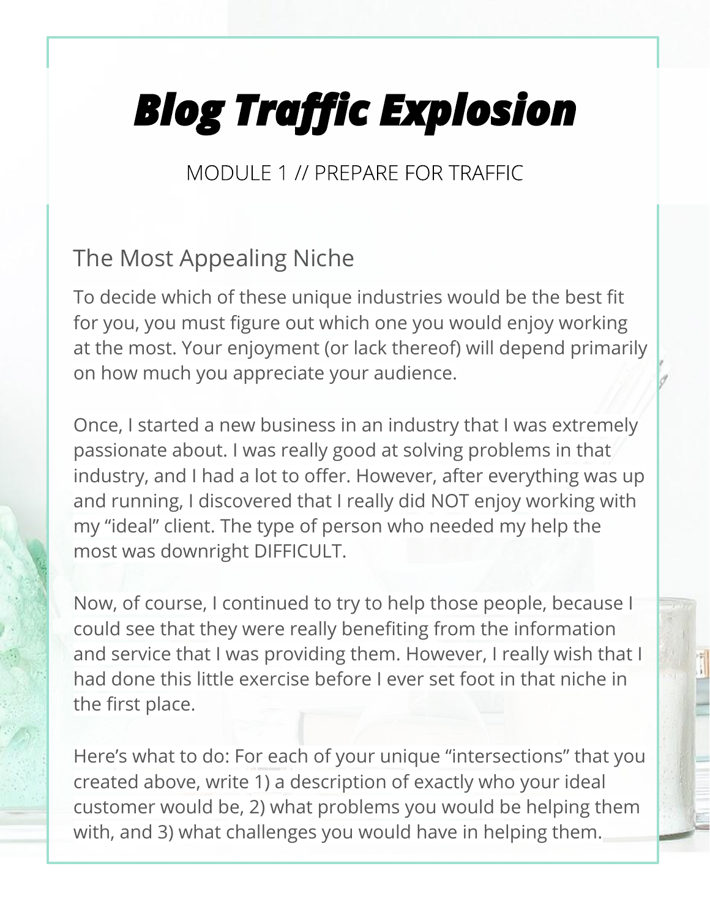# ***Blog Traffic Explosion***

MODULE 1 // PREPARE FOR TRAFFIC

## The Most Appealing Niche

To decide which of these unique industries would be the best fit for you, you must figure out which one you would enjoy working at the most. Your enjoyment (or lack thereof) will depend primarily on how much you appreciate your audience.

Once, I started a new business in an industry that I was extremely passionate about. I was really good at solving problems in that industry, and I had a lot to offer. However, after everything was up and running, I discovered that I really did NOT enjoy working with my "ideal" client. The type of person who needed my help the most was downright DIFFICULT.

Now, of course, I continued to try to help those people, because I could see that they were really benefiting from the information and service that I was providing them. However, I really wish that I had done this little exercise before I ever set foot in that niche in the first place.

Here's what to do: For each of your unique "intersections" that you created above, write 1) a description of exactly who your ideal customer would be, 2) what problems you would be helping them with, and 3) what challenges you would have in helping them.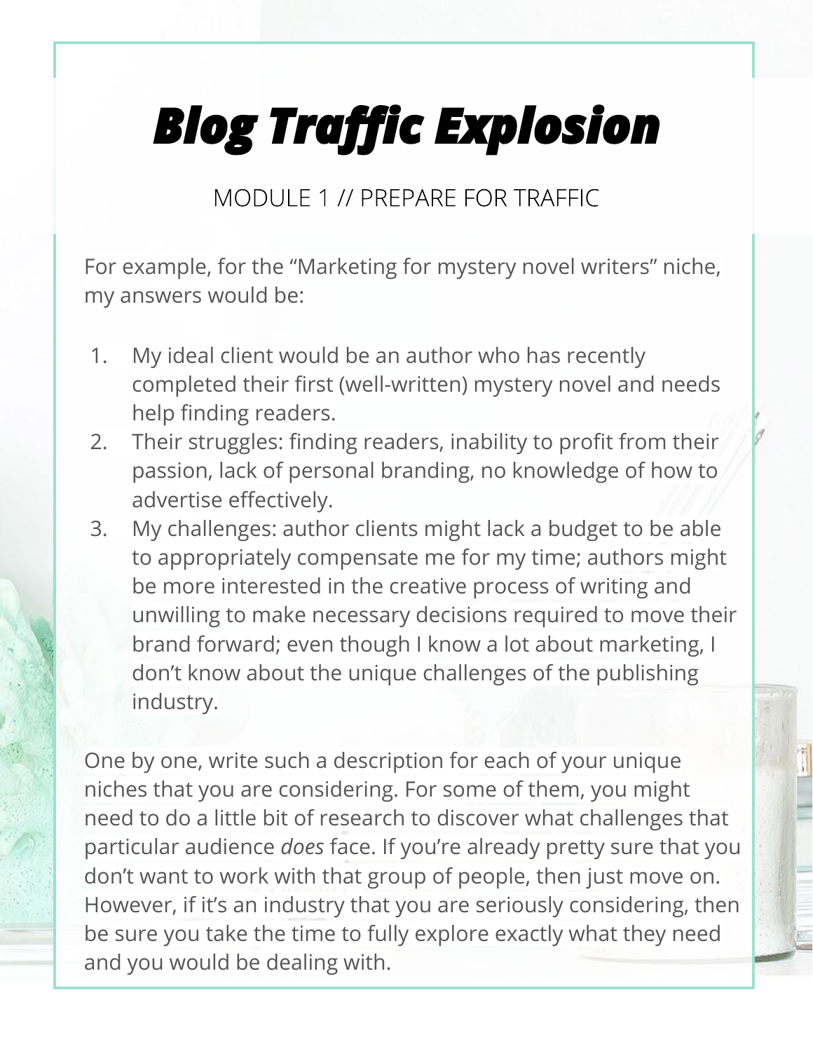For example, for the "Marketing for mystery novel writers" niche, my answers would be:

1. My ideal client would be an author who has recently completed their first (well-written) mystery novel and needs help finding readers.
2. Their struggles: finding readers, inability to profit from their passion, lack of personal branding, no knowledge of how to advertise effectively.
3. My challenges: author clients might lack a budget to be able to appropriately compensate me for my time; authors might be more interested in the creative process of writing and unwilling to make necessary decisions required to move their brand forward; even though I know a lot about marketing, I don't know about the unique challenges of the publishing industry.

One by one, write such a description for each of your unique niches that you are considering. For some of them, you might need to do a little bit of research to discover what challenges that particular audience *does* face. If you're already pretty sure that you don't want to work with that group of people, then just move on. However, if it's an industry that you are seriously considering, then be sure you take the time to fully explore exactly what they need and you would be dealing with.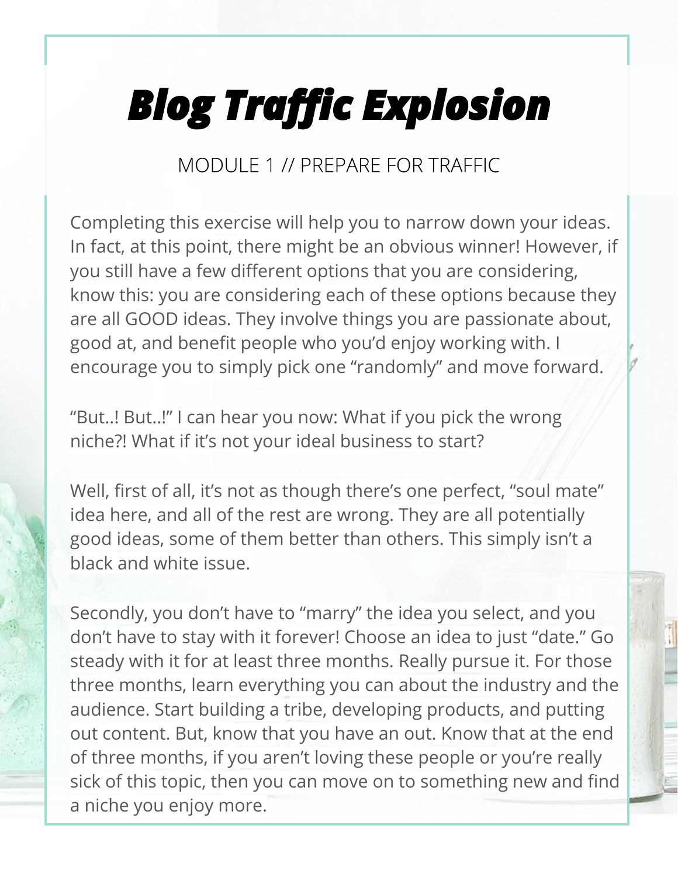# *Blog Traffic Explosion*

MODULE 1 // PREPARE FOR TRAFFIC

Completing this exercise will help you to narrow down your ideas. In fact, at this point, there might be an obvious winner! However, if you still have a few different options that you are considering, know this: you are considering each of these options because they are all GOOD ideas. They involve things you are passionate about, good at, and benefit people who you'd enjoy working with. I encourage you to simply pick one "randomly" and move forward.

"But..! But..!" I can hear you now: What if you pick the wrong niche?! What if it's not your ideal business to start?

Well, first of all, it's not as though there's one perfect, "soul mate" idea here, and all of the rest are wrong. They are all potentially good ideas, some of them better than others. This simply isn't a black and white issue.

Secondly, you don't have to "marry" the idea you select, and you don't have to stay with it forever! Choose an idea to just "date." Go steady with it for at least three months. Really pursue it. For those three months, learn everything you can about the industry and the audience. Start building a tribe, developing products, and putting out content. But, know that you have an out. Know that at the end of three months, if you aren't loving these people or you're really sick of this topic, then you can move on to something new and find a niche you enjoy more.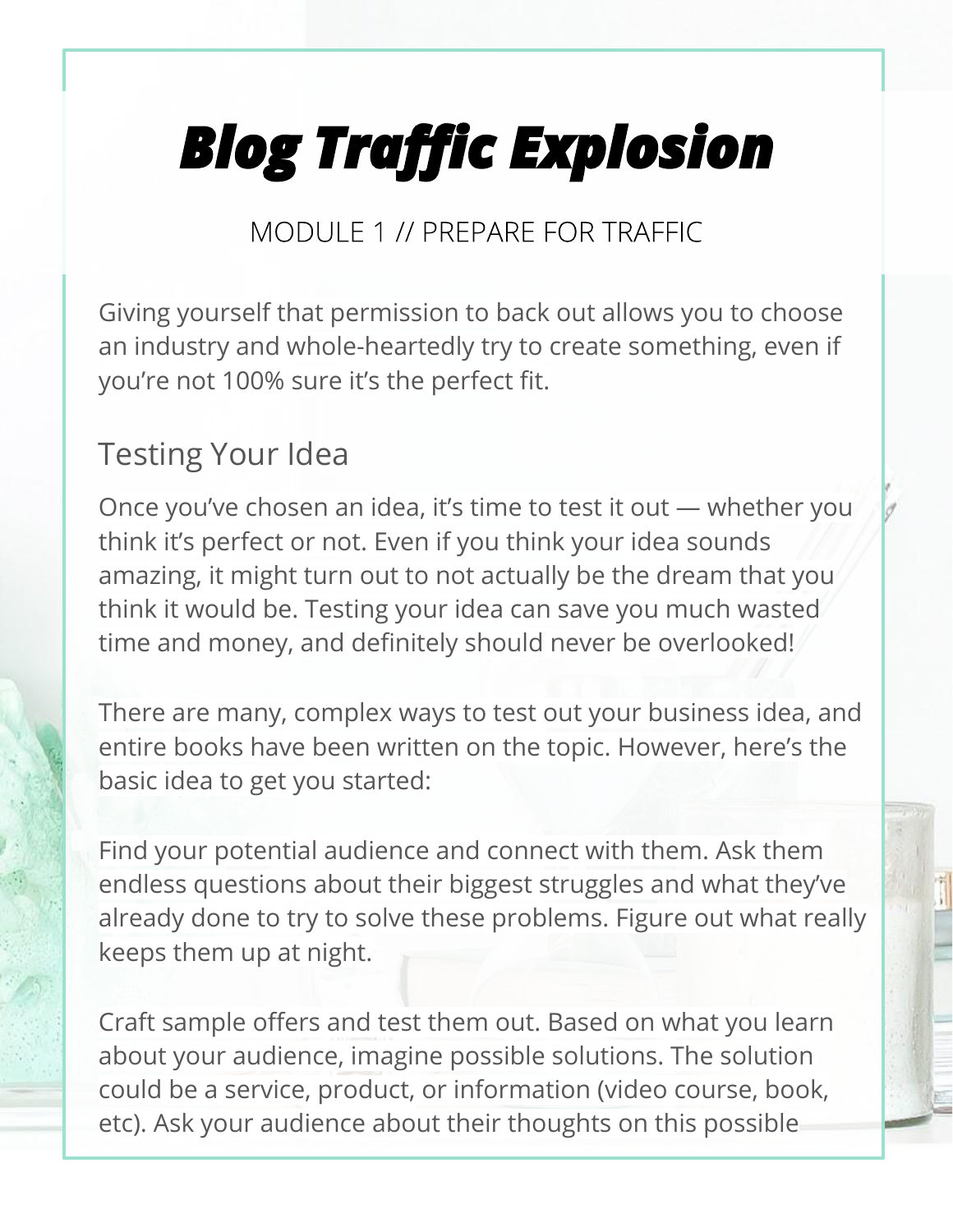Giving yourself that permission to back out allows you to choose an industry and whole-heartedly try to create something, even if you're not 100% sure it's the perfect fit.

## Testing Your Idea

Once you've chosen an idea, it's time to test it out — whether you think it's perfect or not. Even if you think your idea sounds amazing, it might turn out to not actually be the dream that you think it would be. Testing your idea can save you much wasted time and money, and definitely should never be overlooked!

There are many, complex ways to test out your business idea, and entire books have been written on the topic. However, here's the basic idea to get you started:

Find your potential audience and connect with them. Ask them endless questions about their biggest struggles and what they've already done to try to solve these problems. Figure out what really keeps them up at night.

Craft sample offers and test them out. Based on what you learn about your audience, imagine possible solutions. The solution could be a service, product, or information (video course, book, etc). Ask your audience about their thoughts on this possible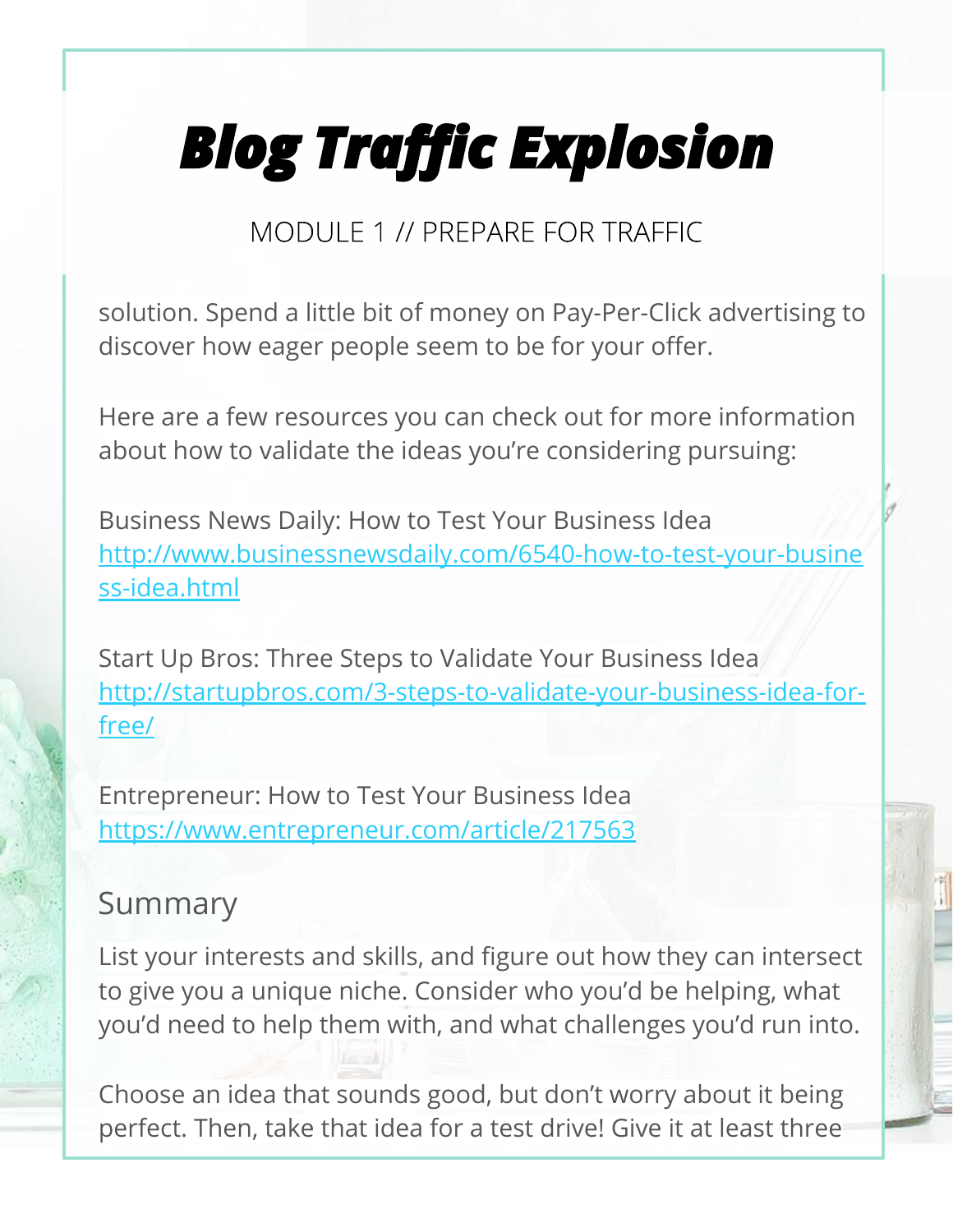solution. Spend a little bit of money on Pay-Per-Click advertising to discover how eager people seem to be for your offer.

Here are a few resources you can check out for more information about how to validate the ideas you're considering pursuing:

Business News Daily: How to Test Your Business Idea
http://www.businessnewsdaily.com/6540-how-to-test-your-business-idea.html

Start Up Bros: Three Steps to Validate Your Business Idea
http://startupbros.com/3-steps-to-validate-your-business-idea-for-free/

Entrepreneur: How to Test Your Business Idea
https://www.entrepreneur.com/article/217563

## Summary

List your interests and skills, and figure out how they can intersect to give you a unique niche. Consider who you'd be helping, what you'd need to help them with, and what challenges you'd run into.

Choose an idea that sounds good, but don't worry about it being perfect. Then, take that idea for a test drive! Give it at least three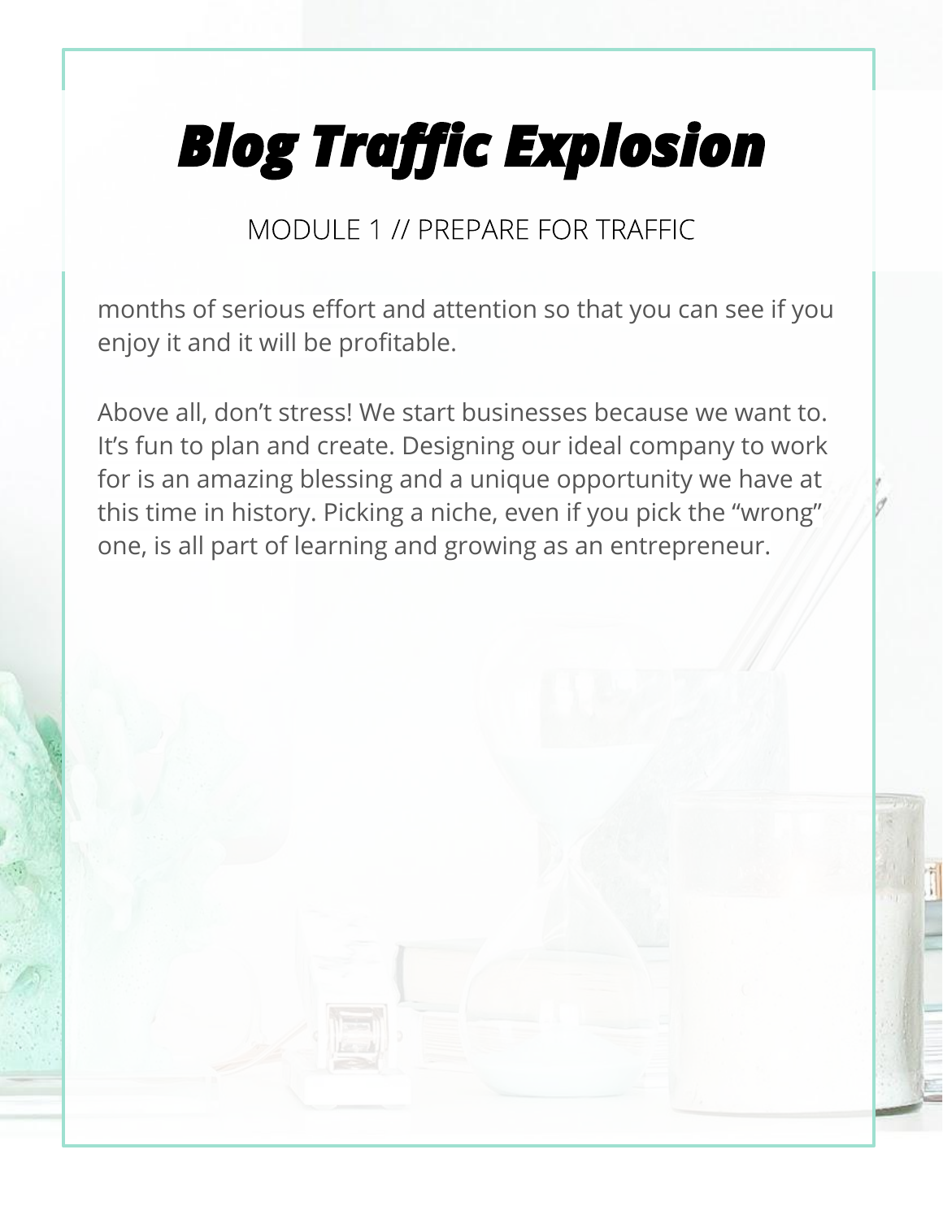months of serious effort and attention so that you can see if you enjoy it and it will be profitable.

Above all, don't stress! We start businesses because we want to. It's fun to plan and create. Designing our ideal company to work for is an amazing blessing and a unique opportunity we have at this time in history. Picking a niche, even if you pick the "wrong" one, is all part of learning and growing as an entrepreneur.